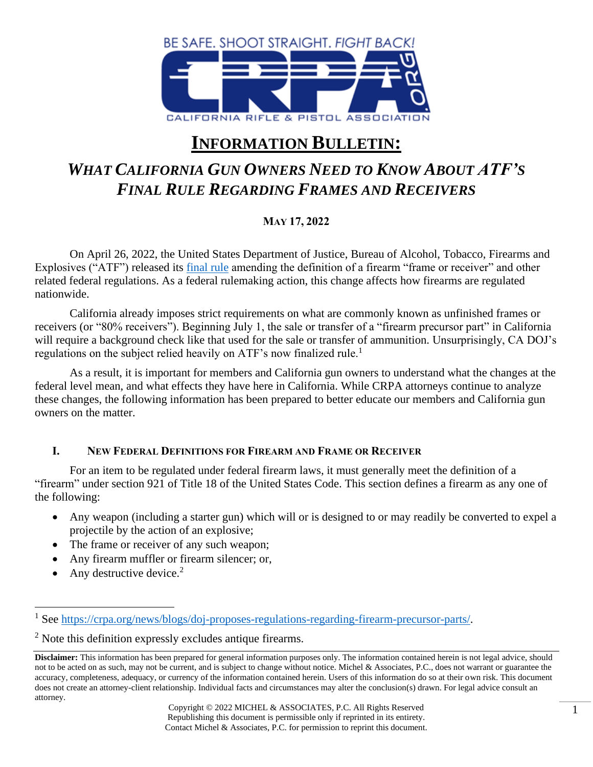# INFORMATION BULLETIN:

## *WHAT CALIFORNIA GUN OWNERS NEED TO KNOW ABOUT ATF'S FINAL RULE REGARDING FRAMES AND RECEIVERS*

**MAY 17, 2022**

On April 26, 2022, the United States Department of Justice, Bureau of Alcohol, Tobacco, Firearms and Explosives ("ATF") released its final rule amending the definition of a firearm "frame or receiver" and other related federal regulations. As a federal rulemaking action, this change affects how firearms are regulated nationwide.

California already imposes strict requirements on what are commonly known as unfinished frames or receivers (or "80% receivers"). Beginning July 1, the sale or transfer of a "firearm precursor part" in California will require a background check like that used for the sale or transfer of ammunition. Unsurprisingly, CA DOJ's regulations on the subject relied heavily on ATF's now finalized rule.[1]

As a result, it is important for members and California gun owners to understand what the changes at the federal level mean, and what effects they have here in California. While CRPA attorneys continue to analyze these changes, the following information has been prepared to better educate our members and California gun owners on the matter.

### I. NEW FEDERAL DEFINITIONS FOR FIREARM AND FRAME OR RECEIVER

For an item to be regulated under federal firearm laws, it must generally meet the definition of a "firearm" under section 921 of Title 18 of the United States Code. This section defines a firearm as any one of the following:

- Any weapon (including a starter gun) which will or is designed to or may readily be converted to expel a projectile by the action of an explosive;
- The frame or receiver of any such weapon;
- Any firearm muffler or firearm silencer; or,
- Any destructive device.[2]

---

[1] See https://crpa.org/news/blogs/doj-proposes-regulations-regarding-firearm-precursor-parts/.

[2] Note this definition expressly excludes antique firearms.

**Disclaimer:** This information has been prepared for general information purposes only. The information contained herein is not legal advice, should not to be acted on as such, may not be current, and is subject to change without notice. Michel & Associates, P.C., does not warrant or guarantee the accuracy, completeness, adequacy, or currency of the information contained herein. Users of this information do so at their own risk. This document does not create an attorney-client relationship. Individual facts and circumstances may alter the conclusion(s) drawn. For legal advice consult an attorney.

Copyright © 2022 MICHEL & ASSOCIATES, P.C. All Rights Reserved
Republishing this document is permissible only if reprinted in its entirety.
Contact Michel & Associates, P.C. for permission to reprint this document.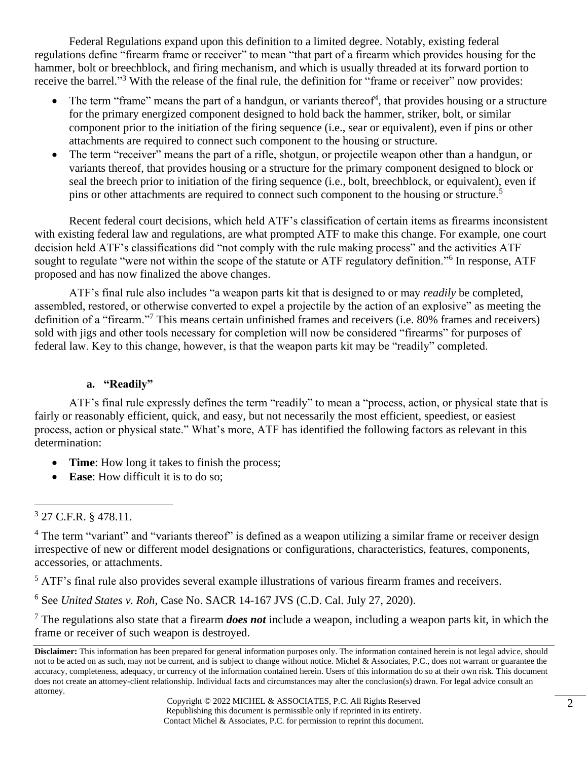Federal Regulations expand upon this definition to a limited degree. Notably, existing federal regulations define "firearm frame or receiver" to mean "that part of a firearm which provides housing for the hammer, bolt or breechblock, and firing mechanism, and which is usually threaded at its forward portion to receive the barrel."[3] With the release of the final rule, the definition for "frame or receiver" now provides:

- The term "frame" means the part of a handgun, or variants thereof[4], that provides housing or a structure for the primary energized component designed to hold back the hammer, striker, bolt, or similar component prior to the initiation of the firing sequence (i.e., sear or equivalent), even if pins or other attachments are required to connect such component to the housing or structure.
- The term "receiver" means the part of a rifle, shotgun, or projectile weapon other than a handgun, or variants thereof, that provides housing or a structure for the primary component designed to block or seal the breech prior to initiation of the firing sequence (i.e., bolt, breechblock, or equivalent), even if pins or other attachments are required to connect such component to the housing or structure.[5]

Recent federal court decisions, which held ATF's classification of certain items as firearms inconsistent with existing federal law and regulations, are what prompted ATF to make this change. For example, one court decision held ATF's classifications did "not comply with the rule making process" and the activities ATF sought to regulate "were not within the scope of the statute or ATF regulatory definition."[6] In response, ATF proposed and has now finalized the above changes.

ATF's final rule also includes "a weapon parts kit that is designed to or may *readily* be completed, assembled, restored, or otherwise converted to expel a projectile by the action of an explosive" as meeting the definition of a "firearm."[7] This means certain unfinished frames and receivers (i.e. 80% frames and receivers) sold with jigs and other tools necessary for completion will now be considered "firearms" for purposes of federal law. Key to this change, however, is that the weapon parts kit may be "readily" completed.

### a. "Readily"

ATF's final rule expressly defines the term "readily" to mean a "process, action, or physical state that is fairly or reasonably efficient, quick, and easy, but not necessarily the most efficient, speediest, or easiest process, action or physical state." What's more, ATF has identified the following factors as relevant in this determination:

- **Time**: How long it takes to finish the process;
- **Ease**: How difficult it is to do so;

---

[3] 27 C.F.R. § 478.11.

[4] The term "variant" and "variants thereof" is defined as a weapon utilizing a similar frame or receiver design irrespective of new or different model designations or configurations, characteristics, features, components, accessories, or attachments.

[5] ATF's final rule also provides several example illustrations of various firearm frames and receivers.

[6] See *United States v. Roh*, Case No. SACR 14-167 JVS (C.D. Cal. July 27, 2020).

[7] The regulations also state that a firearm ***does not*** include a weapon, including a weapon parts kit, in which the frame or receiver of such weapon is destroyed.

**Disclaimer:** This information has been prepared for general information purposes only. The information contained herein is not legal advice, should not to be acted on as such, may not be current, and is subject to change without notice. Michel & Associates, P.C., does not warrant or guarantee the accuracy, completeness, adequacy, or currency of the information contained herein. Users of this information do so at their own risk. This document does not create an attorney-client relationship. Individual facts and circumstances may alter the conclusion(s) drawn. For legal advice consult an attorney.

Copyright © 2022 MICHEL & ASSOCIATES, P.C. All Rights Reserved
Republishing this document is permissible only if reprinted in its entirety.
Contact Michel & Associates, P.C. for permission to reprint this document.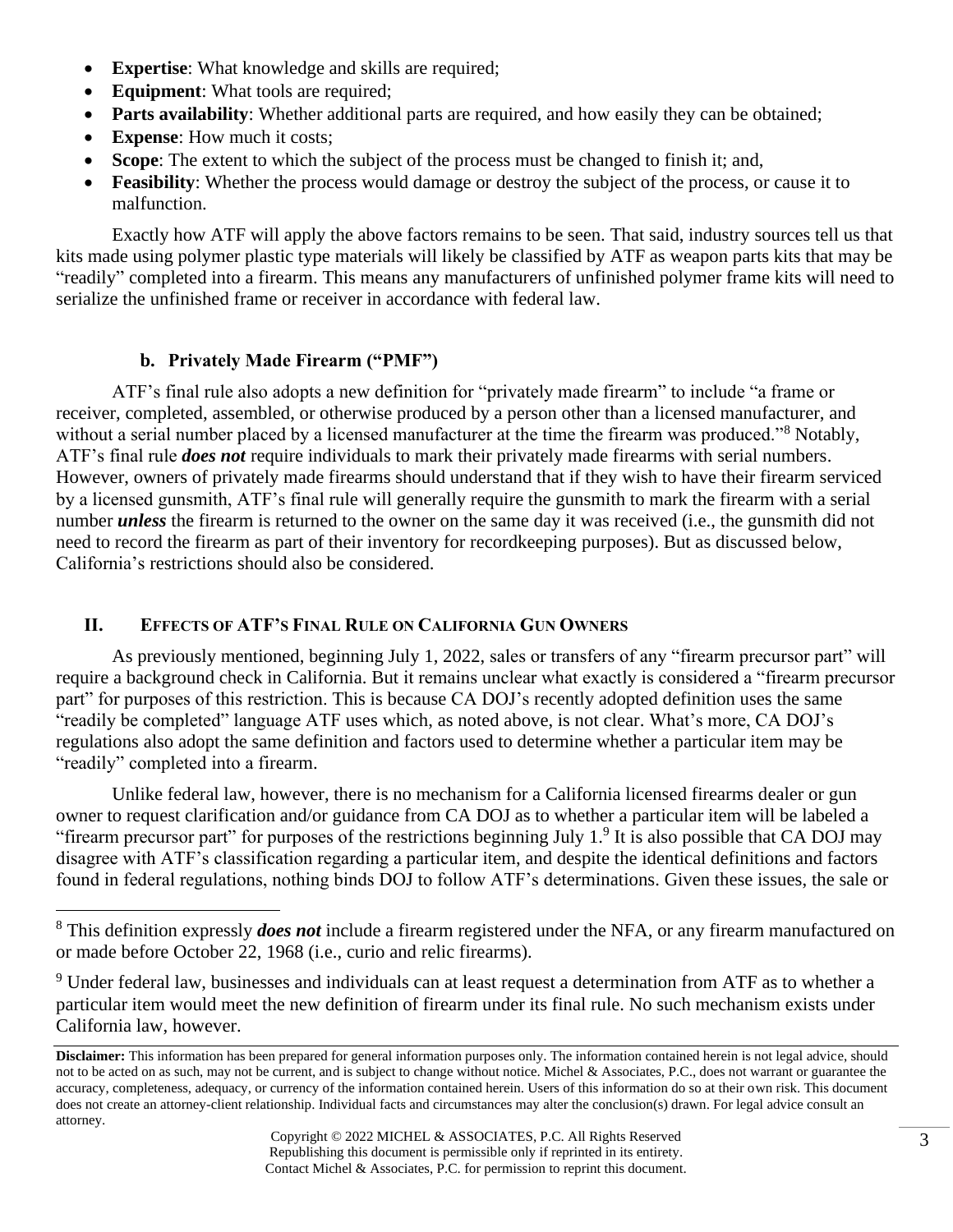- **Expertise**: What knowledge and skills are required;
- **Equipment**: What tools are required;
- **Parts availability**: Whether additional parts are required, and how easily they can be obtained;
- **Expense**: How much it costs;
- **Scope**: The extent to which the subject of the process must be changed to finish it; and,
- **Feasibility**: Whether the process would damage or destroy the subject of the process, or cause it to malfunction.

Exactly how ATF will apply the above factors remains to be seen. That said, industry sources tell us that kits made using polymer plastic type materials will likely be classified by ATF as weapon parts kits that may be "readily" completed into a firearm. This means any manufacturers of unfinished polymer frame kits will need to serialize the unfinished frame or receiver in accordance with federal law.

### b. Privately Made Firearm ("PMF")

ATF's final rule also adopts a new definition for "privately made firearm" to include "a frame or receiver, completed, assembled, or otherwise produced by a person other than a licensed manufacturer, and without a serial number placed by a licensed manufacturer at the time the firearm was produced."[8] Notably, ATF's final rule ***does not*** require individuals to mark their privately made firearms with serial numbers. However, owners of privately made firearms should understand that if they wish to have their firearm serviced by a licensed gunsmith, ATF's final rule will generally require the gunsmith to mark the firearm with a serial number ***unless*** the firearm is returned to the owner on the same day it was received (i.e., the gunsmith did not need to record the firearm as part of their inventory for recordkeeping purposes). But as discussed below, California's restrictions should also be considered.

## II. Effects of ATF's Final Rule on California Gun Owners

As previously mentioned, beginning July 1, 2022, sales or transfers of any "firearm precursor part" will require a background check in California. But it remains unclear what exactly is considered a "firearm precursor part" for purposes of this restriction. This is because CA DOJ's recently adopted definition uses the same "readily be completed" language ATF uses which, as noted above, is not clear. What's more, CA DOJ's regulations also adopt the same definition and factors used to determine whether a particular item may be "readily" completed into a firearm.

Unlike federal law, however, there is no mechanism for a California licensed firearms dealer or gun owner to request clarification and/or guidance from CA DOJ as to whether a particular item will be labeled a "firearm precursor part" for purposes of the restrictions beginning July 1.[9] It is also possible that CA DOJ may disagree with ATF's classification regarding a particular item, and despite the identical definitions and factors found in federal regulations, nothing binds DOJ to follow ATF's determinations. Given these issues, the sale or

---

[8] This definition expressly ***does not*** include a firearm registered under the NFA, or any firearm manufactured on or made before October 22, 1968 (i.e., curio and relic firearms).

[9] Under federal law, businesses and individuals can at least request a determination from ATF as to whether a particular item would meet the new definition of firearm under its final rule. No such mechanism exists under California law, however.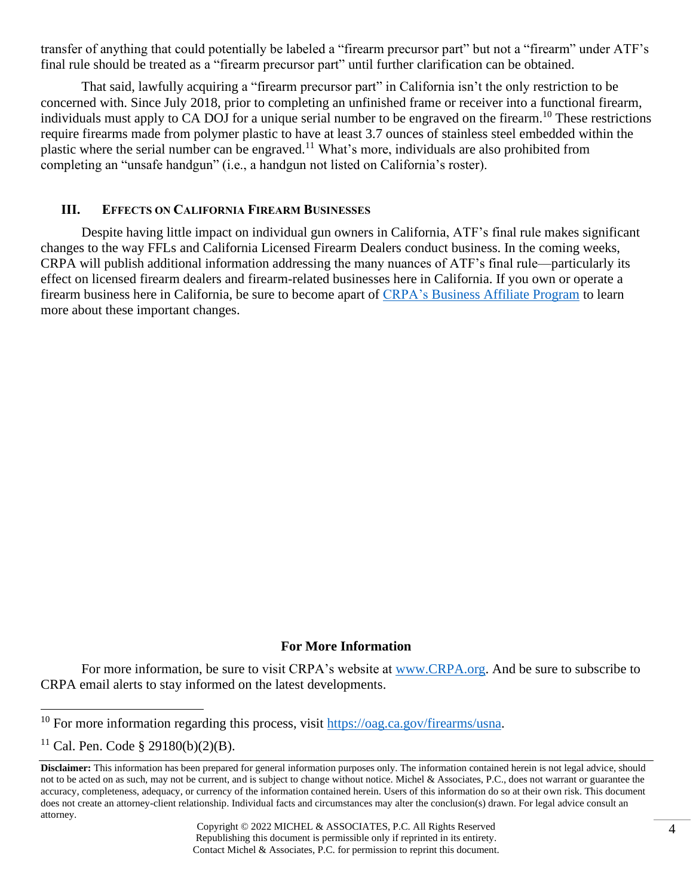transfer of anything that could potentially be labeled a "firearm precursor part" but not a "firearm" under ATF's final rule should be treated as a "firearm precursor part" until further clarification can be obtained.

That said, lawfully acquiring a "firearm precursor part" in California isn't the only restriction to be concerned with. Since July 2018, prior to completing an unfinished frame or receiver into a functional firearm, individuals must apply to CA DOJ for a unique serial number to be engraved on the firearm.[10] These restrictions require firearms made from polymer plastic to have at least 3.7 ounces of stainless steel embedded within the plastic where the serial number can be engraved.[11] What's more, individuals are also prohibited from completing an "unsafe handgun" (i.e., a handgun not listed on California's roster).

## III. Effects on California Firearm Businesses

Despite having little impact on individual gun owners in California, ATF's final rule makes significant changes to the way FFLs and California Licensed Firearm Dealers conduct business. In the coming weeks, CRPA will publish additional information addressing the many nuances of ATF's final rule—particularly its effect on licensed firearm dealers and firearm-related businesses here in California. If you own or operate a firearm business here in California, be sure to become apart of CRPA's Business Affiliate Program to learn more about these important changes.

**For More Information**

For more information, be sure to visit CRPA's website at www.CRPA.org. And be sure to subscribe to CRPA email alerts to stay informed on the latest developments.

---

[10] For more information regarding this process, visit https://oag.ca.gov/firearms/usna.

[11] Cal. Pen. Code § 29180(b)(2)(B).

**Disclaimer:** This information has been prepared for general information purposes only. The information contained herein is not legal advice, should not to be acted on as such, may not be current, and is subject to change without notice. Michel & Associates, P.C., does not warrant or guarantee the accuracy, completeness, adequacy, or currency of the information contained herein. Users of this information do so at their own risk. This document does not create an attorney-client relationship. Individual facts and circumstances may alter the conclusion(s) drawn. For legal advice consult an attorney.

Copyright © 2022 MICHEL & ASSOCIATES, P.C. All Rights Reserved
Republishing this document is permissible only if reprinted in its entirety.
Contact Michel & Associates, P.C. for permission to reprint this document.